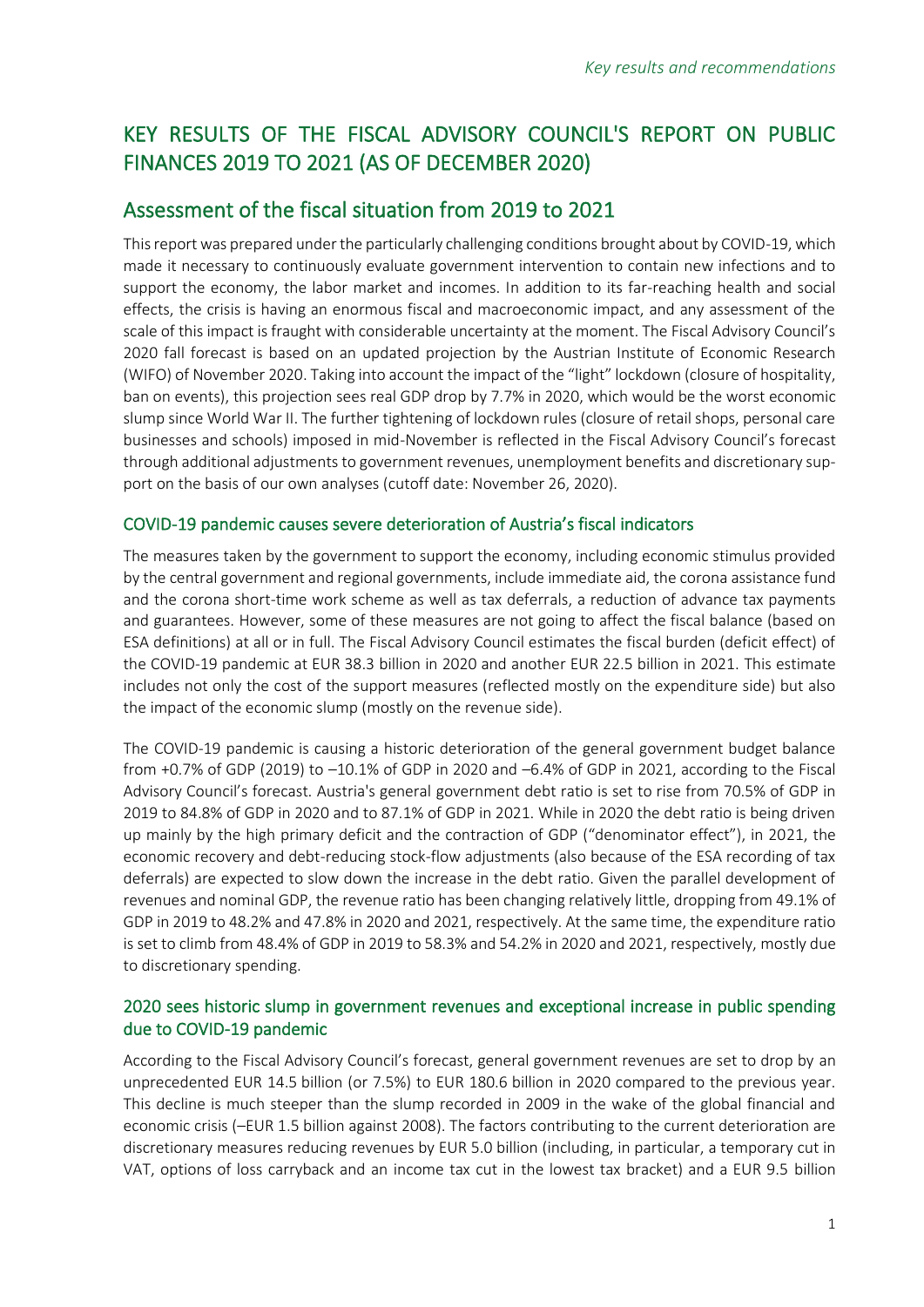# KEY RESULTS OF THE FISCAL ADVISORY COUNCIL'S REPORT ON PUBLIC FINANCES 2019 TO 2021 (AS OF DECEMBER 2020)

## Assessment of the fiscal situation from 2019 to 2021

This report was prepared under the particularly challenging conditions brought about by COVID-19, which made it necessary to continuously evaluate government intervention to contain new infections and to support the economy, the labor market and incomes. In addition to its far-reaching health and social effects, the crisis is having an enormous fiscal and macroeconomic impact, and any assessment of the scale of this impact is fraught with considerable uncertainty at the moment. The Fiscal Advisory Council's 2020 fall forecast is based on an updated projection by the Austrian Institute of Economic Research (WIFO) of November 2020. Taking into account the impact of the "light" lockdown (closure of hospitality, ban on events), this projection sees real GDP drop by 7.7% in 2020, which would be the worst economic slump since World War II. The further tightening of lockdown rules (closure of retail shops, personal care businesses and schools) imposed in mid-November is reflected in the Fiscal Advisory Council's forecast through additional adjustments to government revenues, unemployment benefits and discretionary support on the basis of our own analyses (cutoff date: November 26, 2020).

### COVID-19 pandemic causes severe deterioration of Austria's fiscal indicators

The measures taken by the government to support the economy, including economic stimulus provided by the central government and regional governments, include immediate aid, the corona assistance fund and the corona short-time work scheme as well as tax deferrals, a reduction of advance tax payments and guarantees. However, some of these measures are not going to affect the fiscal balance (based on ESA definitions) at all or in full. The Fiscal Advisory Council estimates the fiscal burden (deficit effect) of the COVID-19 pandemic at EUR 38.3 billion in 2020 and another EUR 22.5 billion in 2021. This estimate includes not only the cost of the support measures (reflected mostly on the expenditure side) but also the impact of the economic slump (mostly on the revenue side).

The COVID-19 pandemic is causing a historic deterioration of the general government budget balance from +0.7% of GDP (2019) to –10.1% of GDP in 2020 and –6.4% of GDP in 2021, according to the Fiscal Advisory Council's forecast. Austria's general government debt ratio is set to rise from 70.5% of GDP in 2019 to 84.8% of GDP in 2020 and to 87.1% of GDP in 2021. While in 2020 the debt ratio is being driven up mainly by the high primary deficit and the contraction of GDP ("denominator effect"), in 2021, the economic recovery and debt-reducing stock-flow adjustments (also because of the ESA recording of tax deferrals) are expected to slow down the increase in the debt ratio. Given the parallel development of revenues and nominal GDP, the revenue ratio has been changing relatively little, dropping from 49.1% of GDP in 2019 to 48.2% and 47.8% in 2020 and 2021, respectively. At the same time, the expenditure ratio is set to climb from 48.4% of GDP in 2019 to 58.3% and 54.2% in 2020 and 2021, respectively, mostly due to discretionary spending.

### 2020 sees historic slump in government revenues and exceptional increase in public spending due to COVID-19 pandemic

According to the Fiscal Advisory Council's forecast, general government revenues are set to drop by an unprecedented EUR 14.5 billion (or 7.5%) to EUR 180.6 billion in 2020 compared to the previous year. This decline is much steeper than the slump recorded in 2009 in the wake of the global financial and economic crisis (–EUR 1.5 billion against 2008). The factors contributing to the current deterioration are discretionary measures reducing revenues by EUR 5.0 billion (including, in particular, a temporary cut in VAT, options of loss carryback and an income tax cut in the lowest tax bracket) and a EUR 9.5 billion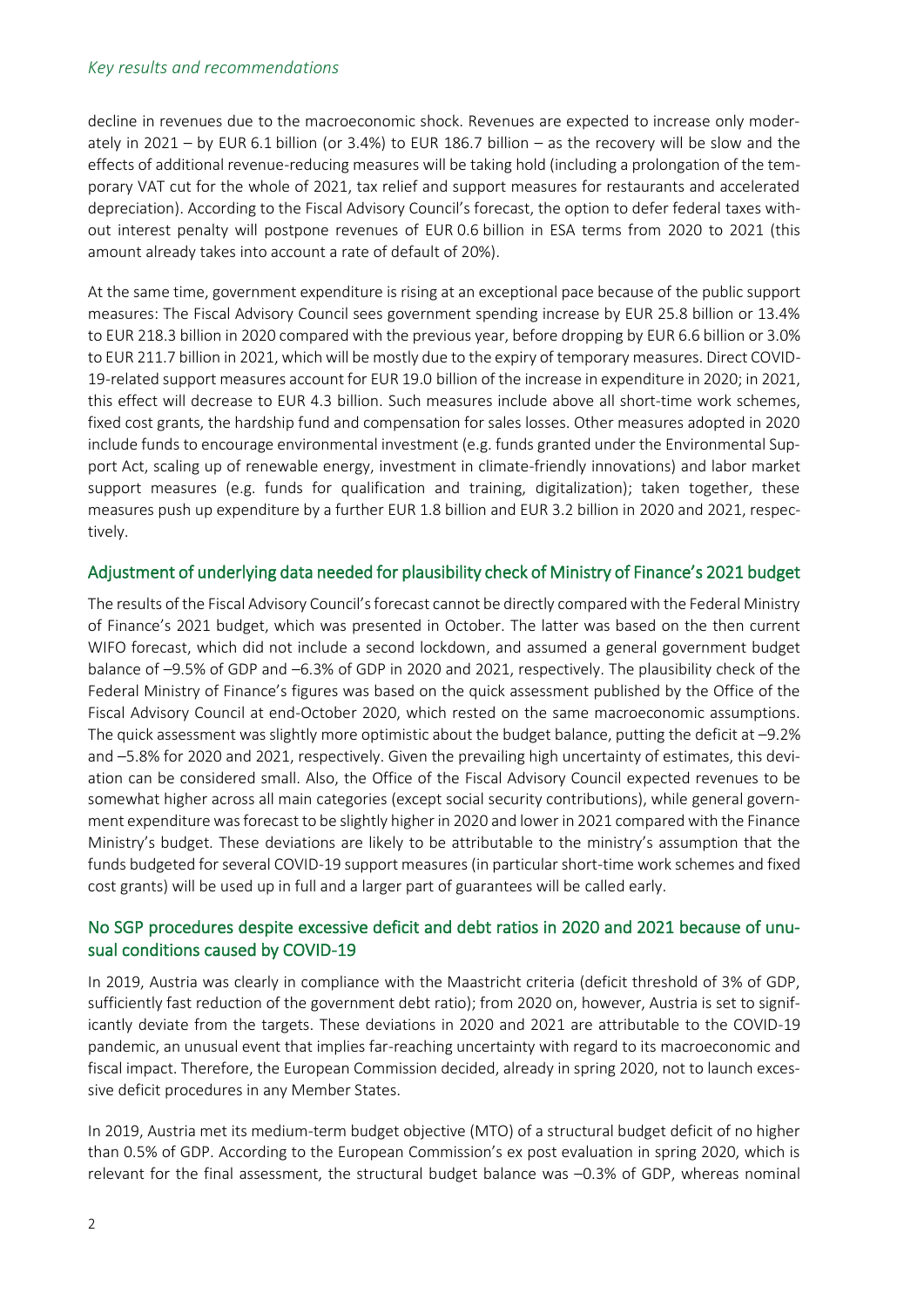decline in revenues due to the macroeconomic shock. Revenues are expected to increase only moderately in 2021 – by EUR 6.1 billion (or 3.4%) to EUR 186.7 billion – as the recovery will be slow and the effects of additional revenue-reducing measures will be taking hold (including a prolongation of the temporary VAT cut for the whole of 2021, tax relief and support measures for restaurants and accelerated depreciation). According to the Fiscal Advisory Council's forecast, the option to defer federal taxes without interest penalty will postpone revenues of EUR 0.6 billion in ESA terms from 2020 to 2021 (this amount already takes into account a rate of default of 20%).

At the same time, government expenditure is rising at an exceptional pace because of the public support measures: The Fiscal Advisory Council sees government spending increase by EUR 25.8 billion or 13.4% to EUR 218.3 billion in 2020 compared with the previous year, before dropping by EUR 6.6 billion or 3.0% to EUR 211.7 billion in 2021, which will be mostly due to the expiry of temporary measures. Direct COVID-19-related support measures account for EUR 19.0 billion of the increase in expenditure in 2020; in 2021, this effect will decrease to EUR 4.3 billion. Such measures include above all short-time work schemes, fixed cost grants, the hardship fund and compensation for sales losses. Other measures adopted in 2020 include funds to encourage environmental investment (e.g. funds granted under the Environmental Support Act, scaling up of renewable energy, investment in climate-friendly innovations) and labor market support measures (e.g. funds for qualification and training, digitalization); taken together, these measures push up expenditure by a further EUR 1.8 billion and EUR 3.2 billion in 2020 and 2021, respectively.

## Adjustment of underlying data needed for plausibility check of Ministry of Finance's 2021 budget

The results of the Fiscal Advisory Council's forecast cannot be directly compared with the Federal Ministry of Finance's 2021 budget, which was presented in October. The latter was based on the then current WIFO forecast, which did not include a second lockdown, and assumed a general government budget balance of –9.5% of GDP and –6.3% of GDP in 2020 and 2021, respectively. The plausibility check of the Federal Ministry of Finance's figures was based on the quick assessment published by the Office of the Fiscal Advisory Council at end-October 2020, which rested on the same macroeconomic assumptions. The quick assessment was slightly more optimistic about the budget balance, putting the deficit at –9.2% and –5.8% for 2020 and 2021, respectively. Given the prevailing high uncertainty of estimates, this deviation can be considered small. Also, the Office of the Fiscal Advisory Council expected revenues to be somewhat higher across all main categories (except social security contributions), while general government expenditure was forecast to be slightly higher in 2020 and lower in 2021 compared with the Finance Ministry's budget. These deviations are likely to be attributable to the ministry's assumption that the funds budgeted for several COVID-19 support measures (in particular short-time work schemes and fixed cost grants) will be used up in full and a larger part of guarantees will be called early.

## No SGP procedures despite excessive deficit and debt ratios in 2020 and 2021 because of unusual conditions caused by COVID-19

In 2019, Austria was clearly in compliance with the Maastricht criteria (deficit threshold of 3% of GDP, sufficiently fast reduction of the government debt ratio); from 2020 on, however, Austria is set to significantly deviate from the targets. These deviations in 2020 and 2021 are attributable to the COVID-19 pandemic, an unusual event that implies far-reaching uncertainty with regard to its macroeconomic and fiscal impact. Therefore, the European Commission decided, already in spring 2020, not to launch excessive deficit procedures in any Member States.

In 2019, Austria met its medium-term budget objective (MTO) of a structural budget deficit of no higher than 0.5% of GDP. According to the European Commission's ex post evaluation in spring 2020, which is relevant for the final assessment, the structural budget balance was –0.3% of GDP, whereas nominal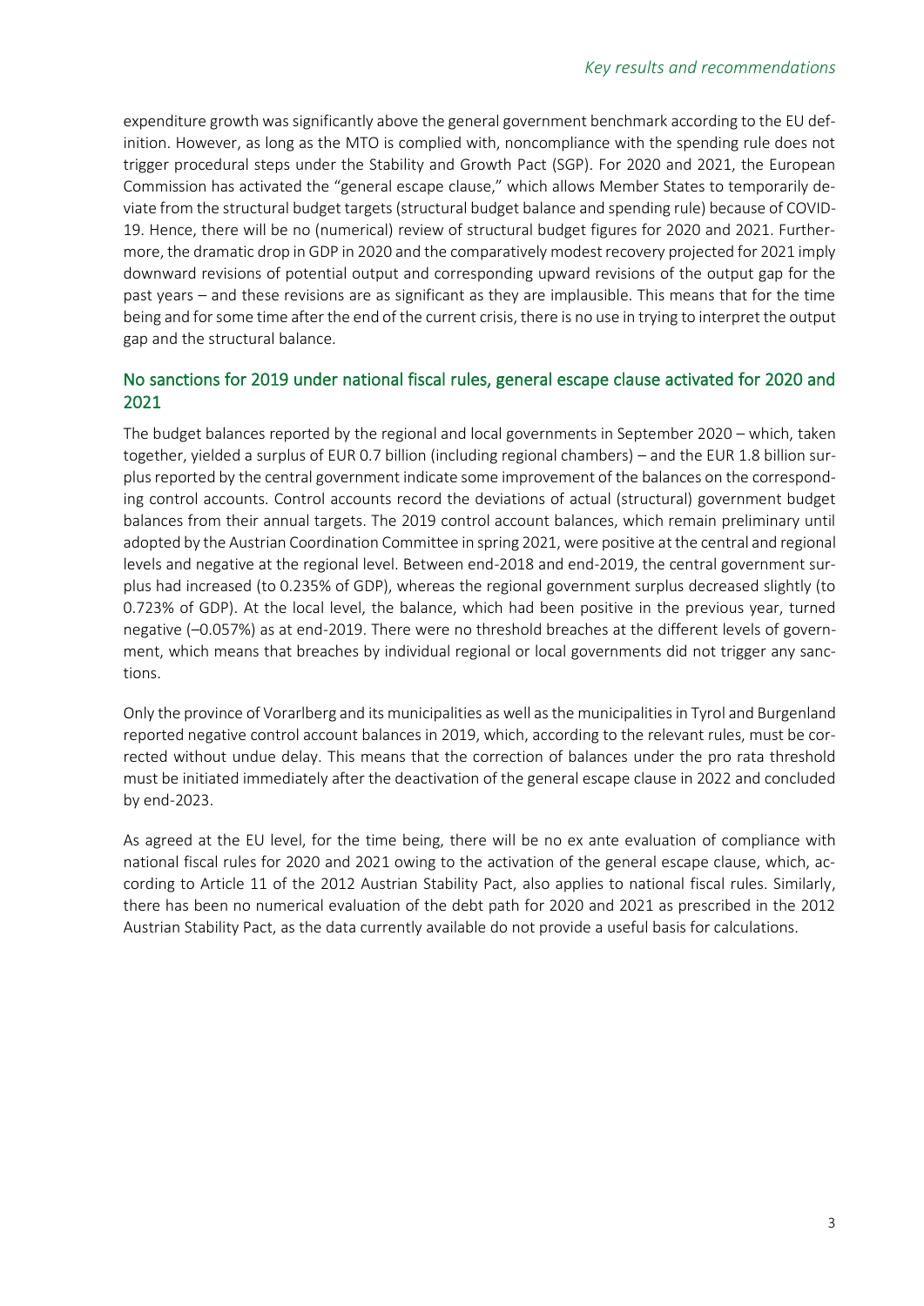expenditure growth was significantly above the general government benchmark according to the EU definition. However, as long as the MTO is complied with, noncompliance with the spending rule does not trigger procedural steps under the Stability and Growth Pact (SGP). For 2020 and 2021, the European Commission has activated the "general escape clause," which allows Member States to temporarily deviate from the structural budget targets (structural budget balance and spending rule) because of COVID-19. Hence, there will be no (numerical) review of structural budget figures for 2020 and 2021. Furthermore, the dramatic drop in GDP in 2020 and the comparatively modest recovery projected for 2021 imply downward revisions of potential output and corresponding upward revisions of the output gap for the past years – and these revisions are as significant as they are implausible. This means that for the time being and for some time after the end of the current crisis, there is no use in trying to interpret the output gap and the structural balance.

## No sanctions for 2019 under national fiscal rules, general escape clause activated for 2020 and 2021

The budget balances reported by the regional and local governments in September 2020 – which, taken together, yielded a surplus of EUR 0.7 billion (including regional chambers) – and the EUR 1.8 billion surplus reported by the central government indicate some improvement of the balances on the corresponding control accounts. Control accounts record the deviations of actual (structural) government budget balances from their annual targets. The 2019 control account balances, which remain preliminary until adopted by the Austrian Coordination Committee in spring 2021, were positive at the central and regional levels and negative at the regional level. Between end-2018 and end-2019, the central government surplus had increased (to 0.235% of GDP), whereas the regional government surplus decreased slightly (to 0.723% of GDP). At the local level, the balance, which had been positive in the previous year, turned negative (–0.057%) as at end-2019. There were no threshold breaches at the different levels of government, which means that breaches by individual regional or local governments did not trigger any sanctions.

Only the province of Vorarlberg and its municipalities as well as the municipalities in Tyrol and Burgenland reported negative control account balances in 2019, which, according to the relevant rules, must be corrected without undue delay. This means that the correction of balances under the pro rata threshold must be initiated immediately after the deactivation of the general escape clause in 2022 and concluded by end-2023.

As agreed at the EU level, for the time being, there will be no ex ante evaluation of compliance with national fiscal rules for 2020 and 2021 owing to the activation of the general escape clause, which, according to Article 11 of the 2012 Austrian Stability Pact, also applies to national fiscal rules. Similarly, there has been no numerical evaluation of the debt path for 2020 and 2021 as prescribed in the 2012 Austrian Stability Pact, as the data currently available do not provide a useful basis for calculations.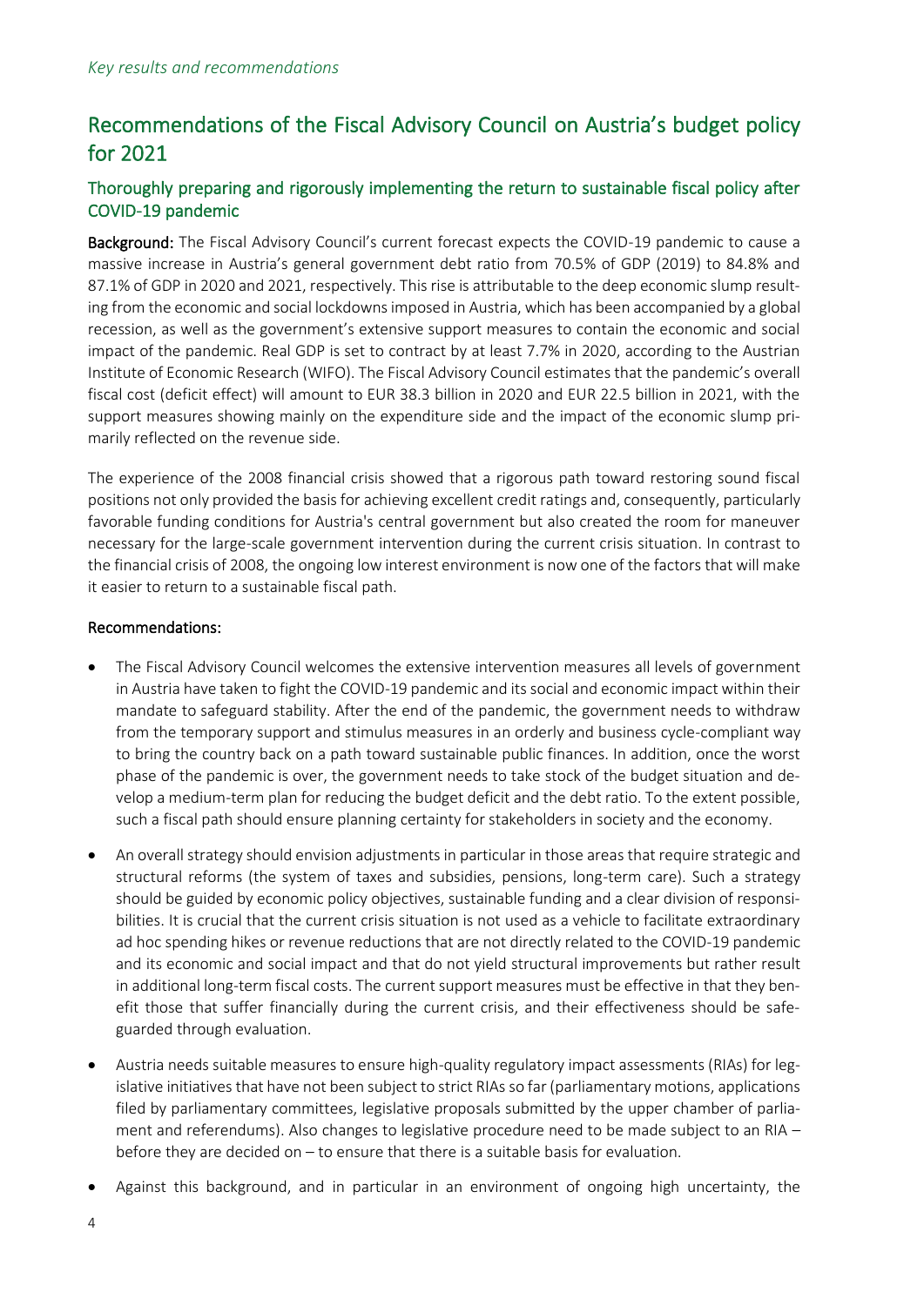## Recommendations of the Fiscal Advisory Council on Austria's budget policy for 2021

### Thoroughly preparing and rigorously implementing the return to sustainable fiscal policy after COVID-19 pandemic

**Background:** The Fiscal Advisory Council's current forecast expects the COVID-19 pandemic to cause a massive increase in Austria's general government debt ratio from 70.5% of GDP (2019) to 84.8% and 87.1% of GDP in 2020 and 2021, respectively. This rise is attributable to the deep economic slump resulting from the economic and social lockdowns imposed in Austria, which has been accompanied by a global recession, as well as the government's extensive support measures to contain the economic and social impact of the pandemic. Real GDP is set to contract by at least 7.7% in 2020, according to the Austrian Institute of Economic Research (WIFO). The Fiscal Advisory Council estimates that the pandemic's overall fiscal cost (deficit effect) will amount to EUR 38.3 billion in 2020 and EUR 22.5 billion in 2021, with the support measures showing mainly on the expenditure side and the impact of the economic slump primarily reflected on the revenue side.

The experience of the 2008 financial crisis showed that a rigorous path toward restoring sound fiscal positions not only provided the basis for achieving excellent credit ratings and, consequently, particularly favorable funding conditions for Austria's central government but also created the room for maneuver necessary for the large-scale government intervention during the current crisis situation. In contrast to the financial crisis of 2008, the ongoing low interest environment is now one of the factors that will make it easier to return to a sustainable fiscal path.

**Recommendations:**

- The Fiscal Advisory Council welcomes the extensive intervention measures all levels of government in Austria have taken to fight the COVID-19 pandemic and its social and economic impact within their mandate to safeguard stability. After the end of the pandemic, the government needs to withdraw from the temporary support and stimulus measures in an orderly and business cycle-compliant way to bring the country back on a path toward sustainable public finances. In addition, once the worst phase of the pandemic is over, the government needs to take stock of the budget situation and develop a medium-term plan for reducing the budget deficit and the debt ratio. To the extent possible, such a fiscal path should ensure planning certainty for stakeholders in society and the economy.
- An overall strategy should envision adjustments in particular in those areas that require strategic and structural reforms (the system of taxes and subsidies, pensions, long-term care). Such a strategy should be guided by economic policy objectives, sustainable funding and a clear division of responsibilities. It is crucial that the current crisis situation is not used as a vehicle to facilitate extraordinary ad hoc spending hikes or revenue reductions that are not directly related to the COVID-19 pandemic and its economic and social impact and that do not yield structural improvements but rather result in additional long-term fiscal costs. The current support measures must be effective in that they benefit those that suffer financially during the current crisis, and their effectiveness should be safeguarded through evaluation.
- Austria needs suitable measures to ensure high-quality regulatory impact assessments (RIAs) for legislative initiatives that have not been subject to strict RIAs so far (parliamentary motions, applications filed by parliamentary committees, legislative proposals submitted by the upper chamber of parliament and referendums). Also changes to legislative procedure need to be made subject to an RIA – before they are decided on – to ensure that there is a suitable basis for evaluation.
- Against this background, and in particular in an environment of ongoing high uncertainty, the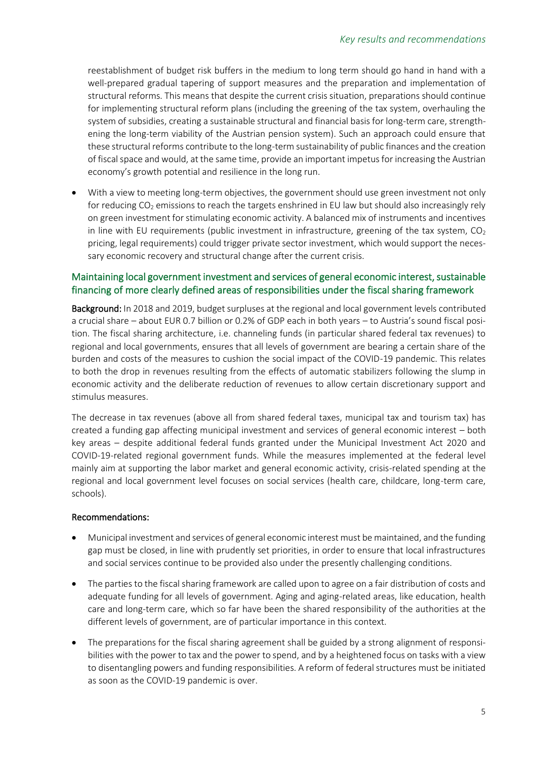reestablishment of budget risk buffers in the medium to long term should go hand in hand with a well-prepared gradual tapering of support measures and the preparation and implementation of structural reforms. This means that despite the current crisis situation, preparations should continue for implementing structural reform plans (including the greening of the tax system, overhauling the system of subsidies, creating a sustainable structural and financial basis for long-term care, strengthening the long-term viability of the Austrian pension system). Such an approach could ensure that these structural reforms contribute to the long-term sustainability of public finances and the creation of fiscal space and would, at the same time, provide an important impetus for increasing the Austrian economy's growth potential and resilience in the long run.

- With a view to meeting long-term objectives, the government should use green investment not only for reducing $CO_2$ emissions to reach the targets enshrined in EU law but should also increasingly rely on green investment for stimulating economic activity. A balanced mix of instruments and incentives in line with EU requirements (public investment in infrastructure, greening of the tax system, $CO_2$ pricing, legal requirements) could trigger private sector investment, which would support the necessary economic recovery and structural change after the current crisis.

## Maintaining local government investment and services of general economic interest, sustainable financing of more clearly defined areas of responsibilities under the fiscal sharing framework

**Background:** In 2018 and 2019, budget surpluses at the regional and local government levels contributed a crucial share – about EUR 0.7 billion or 0.2% of GDP each in both years – to Austria's sound fiscal position. The fiscal sharing architecture, i.e. channeling funds (in particular shared federal tax revenues) to regional and local governments, ensures that all levels of government are bearing a certain share of the burden and costs of the measures to cushion the social impact of the COVID-19 pandemic. This relates to both the drop in revenues resulting from the effects of automatic stabilizers following the slump in economic activity and the deliberate reduction of revenues to allow certain discretionary support and stimulus measures.

The decrease in tax revenues (above all from shared federal taxes, municipal tax and tourism tax) has created a funding gap affecting municipal investment and services of general economic interest – both key areas – despite additional federal funds granted under the Municipal Investment Act 2020 and COVID-19-related regional government funds. While the measures implemented at the federal level mainly aim at supporting the labor market and general economic activity, crisis-related spending at the regional and local government level focuses on social services (health care, childcare, long-term care, schools).

**Recommendations:**

- Municipal investment and services of general economic interest must be maintained, and the funding gap must be closed, in line with prudently set priorities, in order to ensure that local infrastructures and social services continue to be provided also under the presently challenging conditions.
- The parties to the fiscal sharing framework are called upon to agree on a fair distribution of costs and adequate funding for all levels of government. Aging and aging-related areas, like education, health care and long-term care, which so far have been the shared responsibility of the authorities at the different levels of government, are of particular importance in this context.
- The preparations for the fiscal sharing agreement shall be guided by a strong alignment of responsibilities with the power to tax and the power to spend, and by a heightened focus on tasks with a view to disentangling powers and funding responsibilities. A reform of federal structures must be initiated as soon as the COVID-19 pandemic is over.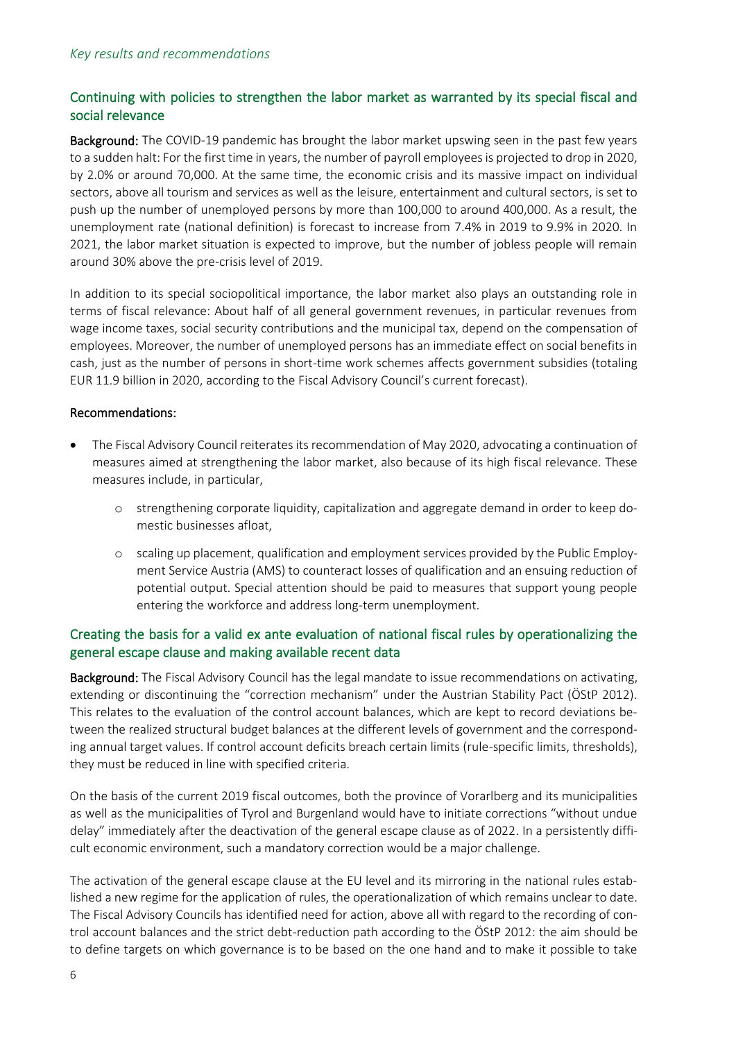## Continuing with policies to strengthen the labor market as warranted by its special fiscal and social relevance

**Background:** The COVID-19 pandemic has brought the labor market upswing seen in the past few years to a sudden halt: For the first time in years, the number of payroll employees is projected to drop in 2020, by 2.0% or around 70,000. At the same time, the economic crisis and its massive impact on individual sectors, above all tourism and services as well as the leisure, entertainment and cultural sectors, is set to push up the number of unemployed persons by more than 100,000 to around 400,000. As a result, the unemployment rate (national definition) is forecast to increase from 7.4% in 2019 to 9.9% in 2020. In 2021, the labor market situation is expected to improve, but the number of jobless people will remain around 30% above the pre-crisis level of 2019.

In addition to its special sociopolitical importance, the labor market also plays an outstanding role in terms of fiscal relevance: About half of all general government revenues, in particular revenues from wage income taxes, social security contributions and the municipal tax, depend on the compensation of employees. Moreover, the number of unemployed persons has an immediate effect on social benefits in cash, just as the number of persons in short-time work schemes affects government subsidies (totaling EUR 11.9 billion in 2020, according to the Fiscal Advisory Council's current forecast).

**Recommendations:**

- The Fiscal Advisory Council reiterates its recommendation of May 2020, advocating a continuation of measures aimed at strengthening the labor market, also because of its high fiscal relevance. These measures include, in particular,
  - strengthening corporate liquidity, capitalization and aggregate demand in order to keep domestic businesses afloat,
  - scaling up placement, qualification and employment services provided by the Public Employment Service Austria (AMS) to counteract losses of qualification and an ensuing reduction of potential output. Special attention should be paid to measures that support young people entering the workforce and address long-term unemployment.

## Creating the basis for a valid ex ante evaluation of national fiscal rules by operationalizing the general escape clause and making available recent data

**Background:** The Fiscal Advisory Council has the legal mandate to issue recommendations on activating, extending or discontinuing the "correction mechanism" under the Austrian Stability Pact (ÖStP 2012). This relates to the evaluation of the control account balances, which are kept to record deviations between the realized structural budget balances at the different levels of government and the corresponding annual target values. If control account deficits breach certain limits (rule-specific limits, thresholds), they must be reduced in line with specified criteria.

On the basis of the current 2019 fiscal outcomes, both the province of Vorarlberg and its municipalities as well as the municipalities of Tyrol and Burgenland would have to initiate corrections "without undue delay" immediately after the deactivation of the general escape clause as of 2022. In a persistently difficult economic environment, such a mandatory correction would be a major challenge.

The activation of the general escape clause at the EU level and its mirroring in the national rules established a new regime for the application of rules, the operationalization of which remains unclear to date. The Fiscal Advisory Councils has identified need for action, above all with regard to the recording of control account balances and the strict debt-reduction path according to the ÖStP 2012: the aim should be to define targets on which governance is to be based on the one hand and to make it possible to take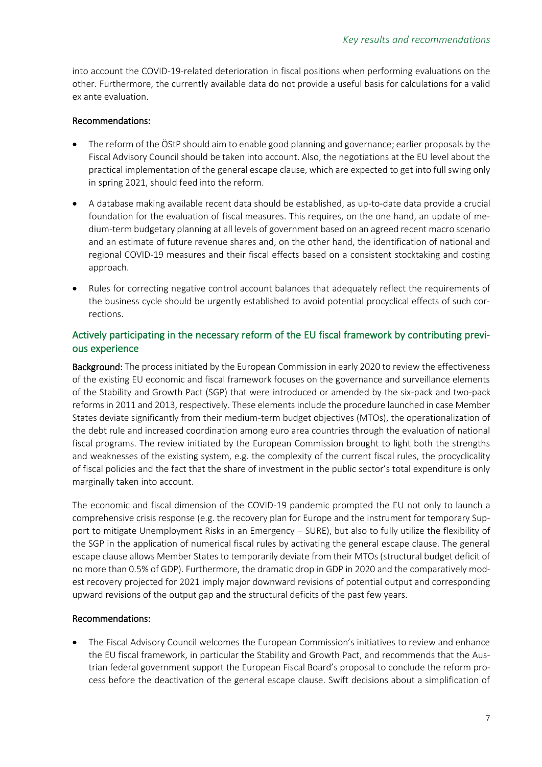into account the COVID-19-related deterioration in fiscal positions when performing evaluations on the other. Furthermore, the currently available data do not provide a useful basis for calculations for a valid ex ante evaluation.

**Recommendations:**

- The reform of the ÖStP should aim to enable good planning and governance; earlier proposals by the Fiscal Advisory Council should be taken into account. Also, the negotiations at the EU level about the practical implementation of the general escape clause, which are expected to get into full swing only in spring 2021, should feed into the reform.
- A database making available recent data should be established, as up-to-date data provide a crucial foundation for the evaluation of fiscal measures. This requires, on the one hand, an update of medium-term budgetary planning at all levels of government based on an agreed recent macro scenario and an estimate of future revenue shares and, on the other hand, the identification of national and regional COVID-19 measures and their fiscal effects based on a consistent stocktaking and costing approach.
- Rules for correcting negative control account balances that adequately reflect the requirements of the business cycle should be urgently established to avoid potential procyclical effects of such corrections.

## Actively participating in the necessary reform of the EU fiscal framework by contributing previous experience

**Background:** The process initiated by the European Commission in early 2020 to review the effectiveness of the existing EU economic and fiscal framework focuses on the governance and surveillance elements of the Stability and Growth Pact (SGP) that were introduced or amended by the six-pack and two-pack reforms in 2011 and 2013, respectively. These elements include the procedure launched in case Member States deviate significantly from their medium-term budget objectives (MTOs), the operationalization of the debt rule and increased coordination among euro area countries through the evaluation of national fiscal programs. The review initiated by the European Commission brought to light both the strengths and weaknesses of the existing system, e.g. the complexity of the current fiscal rules, the procyclicality of fiscal policies and the fact that the share of investment in the public sector's total expenditure is only marginally taken into account.

The economic and fiscal dimension of the COVID-19 pandemic prompted the EU not only to launch a comprehensive crisis response (e.g. the recovery plan for Europe and the instrument for temporary Support to mitigate Unemployment Risks in an Emergency – SURE), but also to fully utilize the flexibility of the SGP in the application of numerical fiscal rules by activating the general escape clause. The general escape clause allows Member States to temporarily deviate from their MTOs (structural budget deficit of no more than 0.5% of GDP). Furthermore, the dramatic drop in GDP in 2020 and the comparatively modest recovery projected for 2021 imply major downward revisions of potential output and corresponding upward revisions of the output gap and the structural deficits of the past few years.

**Recommendations:**

- The Fiscal Advisory Council welcomes the European Commission's initiatives to review and enhance the EU fiscal framework, in particular the Stability and Growth Pact, and recommends that the Austrian federal government support the European Fiscal Board's proposal to conclude the reform process before the deactivation of the general escape clause. Swift decisions about a simplification of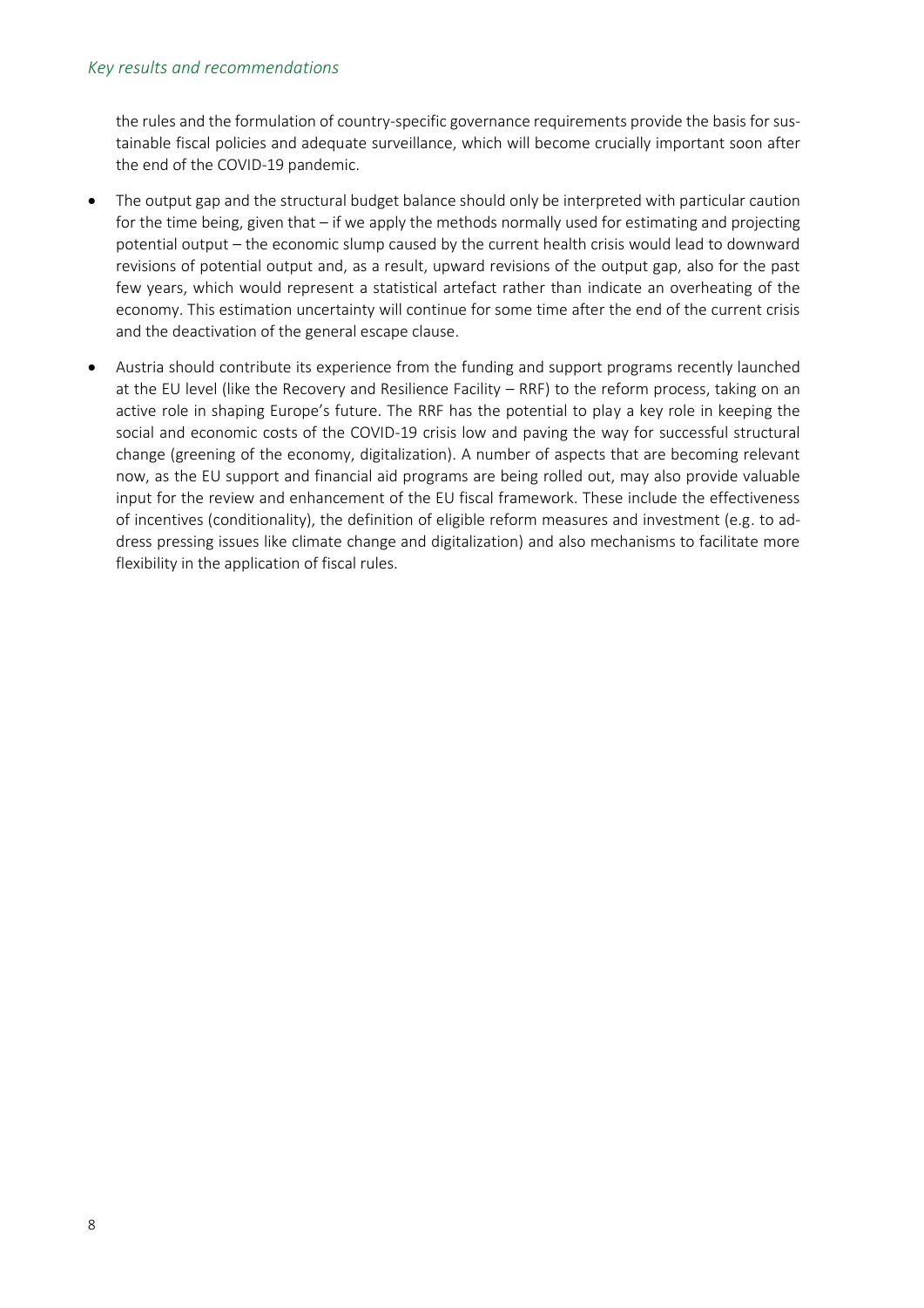the rules and the formulation of country-specific governance requirements provide the basis for sustainable fiscal policies and adequate surveillance, which will become crucially important soon after the end of the COVID-19 pandemic.

- The output gap and the structural budget balance should only be interpreted with particular caution for the time being, given that – if we apply the methods normally used for estimating and projecting potential output – the economic slump caused by the current health crisis would lead to downward revisions of potential output and, as a result, upward revisions of the output gap, also for the past few years, which would represent a statistical artefact rather than indicate an overheating of the economy. This estimation uncertainty will continue for some time after the end of the current crisis and the deactivation of the general escape clause.
- Austria should contribute its experience from the funding and support programs recently launched at the EU level (like the Recovery and Resilience Facility – RRF) to the reform process, taking on an active role in shaping Europe's future. The RRF has the potential to play a key role in keeping the social and economic costs of the COVID-19 crisis low and paving the way for successful structural change (greening of the economy, digitalization). A number of aspects that are becoming relevant now, as the EU support and financial aid programs are being rolled out, may also provide valuable input for the review and enhancement of the EU fiscal framework. These include the effectiveness of incentives (conditionality), the definition of eligible reform measures and investment (e.g. to address pressing issues like climate change and digitalization) and also mechanisms to facilitate more flexibility in the application of fiscal rules.